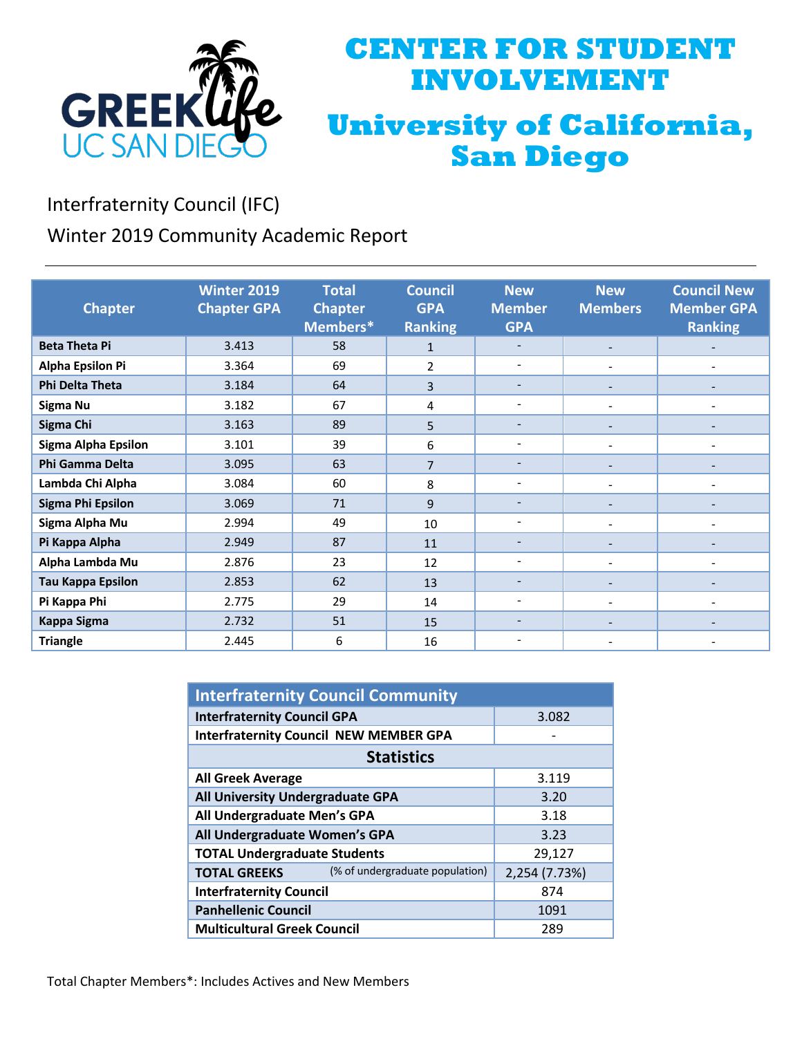# CENTER FOR STUDENT INVOLVEMENT

# University of California, San Diego

GREEK life UC SAN DIEGO

Interfraternity Council (IFC)

Winter 2019 Community Academic Report

| Chapter | Winter 2019 Chapter GPA | Total Chapter Members* | Council GPA Ranking | New Member GPA | New Members | Council New Member GPA Ranking |
|---|---|---|---|---|---|---|
| Beta Theta Pi | 3.413 | 58 | 1 | - | - | - |
| Alpha Epsilon Pi | 3.364 | 69 | 2 | - | - | - |
| Phi Delta Theta | 3.184 | 64 | 3 | - | - | - |
| Sigma Nu | 3.182 | 67 | 4 | - | - | - |
| Sigma Chi | 3.163 | 89 | 5 | - | - | - |
| Sigma Alpha Epsilon | 3.101 | 39 | 6 | - | - | - |
| Phi Gamma Delta | 3.095 | 63 | 7 | - | - | - |
| Lambda Chi Alpha | 3.084 | 60 | 8 | - | - | - |
| Sigma Phi Epsilon | 3.069 | 71 | 9 | - | - | - |
| Sigma Alpha Mu | 2.994 | 49 | 10 | - | - | - |
| Pi Kappa Alpha | 2.949 | 87 | 11 | - | - | - |
| Alpha Lambda Mu | 2.876 | 23 | 12 | - | - | - |
| Tau Kappa Epsilon | 2.853 | 62 | 13 | - | - | - |
| Pi Kappa Phi | 2.775 | 29 | 14 | - | - | - |
| Kappa Sigma | 2.732 | 51 | 15 | - | - | - |
| Triangle | 2.445 | 6 | 16 | - | - | - |

| Interfraternity Council Community | |
|---|---|
| **Interfraternity Council GPA** | 3.082 |
| **Interfraternity Council NEW MEMBER GPA** | - |
| **Statistics** | |
| **All Greek Average** | 3.119 |
| **All University Undergraduate GPA** | 3.20 |
| **All Undergraduate Men's GPA** | 3.18 |
| **All Undergraduate Women's GPA** | 3.23 |
| **TOTAL Undergraduate Students** | 29,127 |
| **TOTAL GREEKS** (% of undergraduate population) | 2,254 (7.73%) |
| **Interfraternity Council** | 874 |
| **Panhellenic Council** | 1091 |
| **Multicultural Greek Council** | 289 |

Total Chapter Members*: Includes Actives and New Members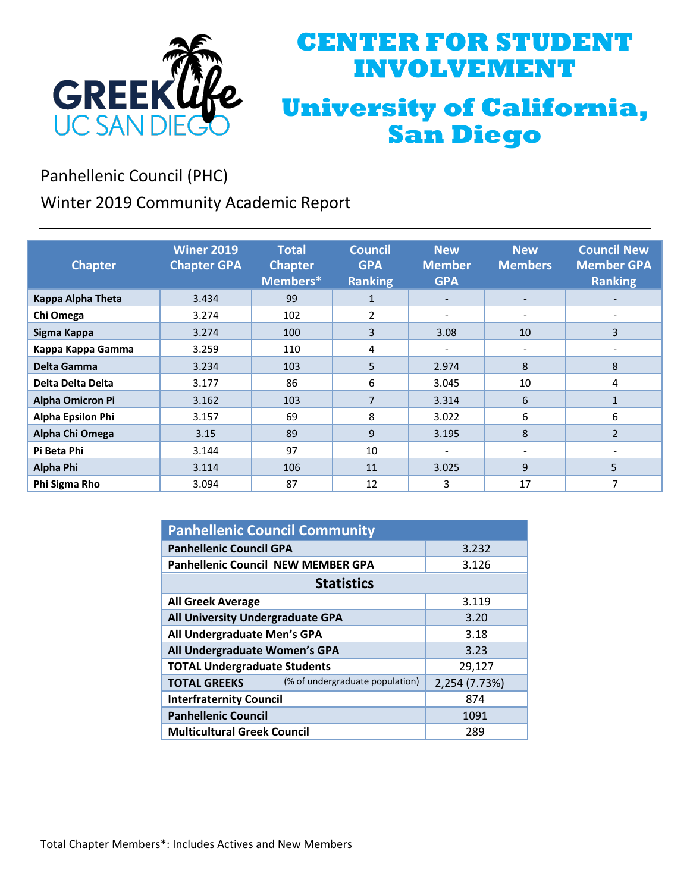# CENTER FOR STUDENT INVOLVEMENT

# University of California, San Diego

Panhellenic Council (PHC)

Winter 2019 Community Academic Report

---

| Chapter | Winer 2019 Chapter GPA | Total Chapter Members* | Council GPA Ranking | New Member GPA | New Members | Council New Member GPA Ranking |
|---|---|---|---|---|---|---|
| Kappa Alpha Theta | 3.434 | 99 | 1 | - | - | - |
| Chi Omega | 3.274 | 102 | 2 | - | - | - |
| Sigma Kappa | 3.274 | 100 | 3 | 3.08 | 10 | 3 |
| Kappa Kappa Gamma | 3.259 | 110 | 4 | - | - | - |
| Delta Gamma | 3.234 | 103 | 5 | 2.974 | 8 | 8 |
| Delta Delta Delta | 3.177 | 86 | 6 | 3.045 | 10 | 4 |
| Alpha Omicron Pi | 3.162 | 103 | 7 | 3.314 | 6 | 1 |
| Alpha Epsilon Phi | 3.157 | 69 | 8 | 3.022 | 6 | 6 |
| Alpha Chi Omega | 3.15 | 89 | 9 | 3.195 | 8 | 2 |
| Pi Beta Phi | 3.144 | 97 | 10 | - | - | - |
| Alpha Phi | 3.114 | 106 | 11 | 3.025 | 9 | 5 |
| Phi Sigma Rho | 3.094 | 87 | 12 | 3 | 17 | 7 |

| Panhellenic Council Community | |
|---|---|
| Panhellenic Council GPA | 3.232 |
| Panhellenic Council NEW MEMBER GPA | 3.126 |
| **Statistics** | |
| All Greek Average | 3.119 |
| All University Undergraduate GPA | 3.20 |
| All Undergraduate Men's GPA | 3.18 |
| All Undergraduate Women's GPA | 3.23 |
| TOTAL Undergraduate Students | 29,127 |
| TOTAL GREEKS (% of undergraduate population) | 2,254 (7.73%) |
| Interfraternity Council | 874 |
| Panhellenic Council | 1091 |
| Multicultural Greek Council | 289 |

Total Chapter Members*: Includes Actives and New Members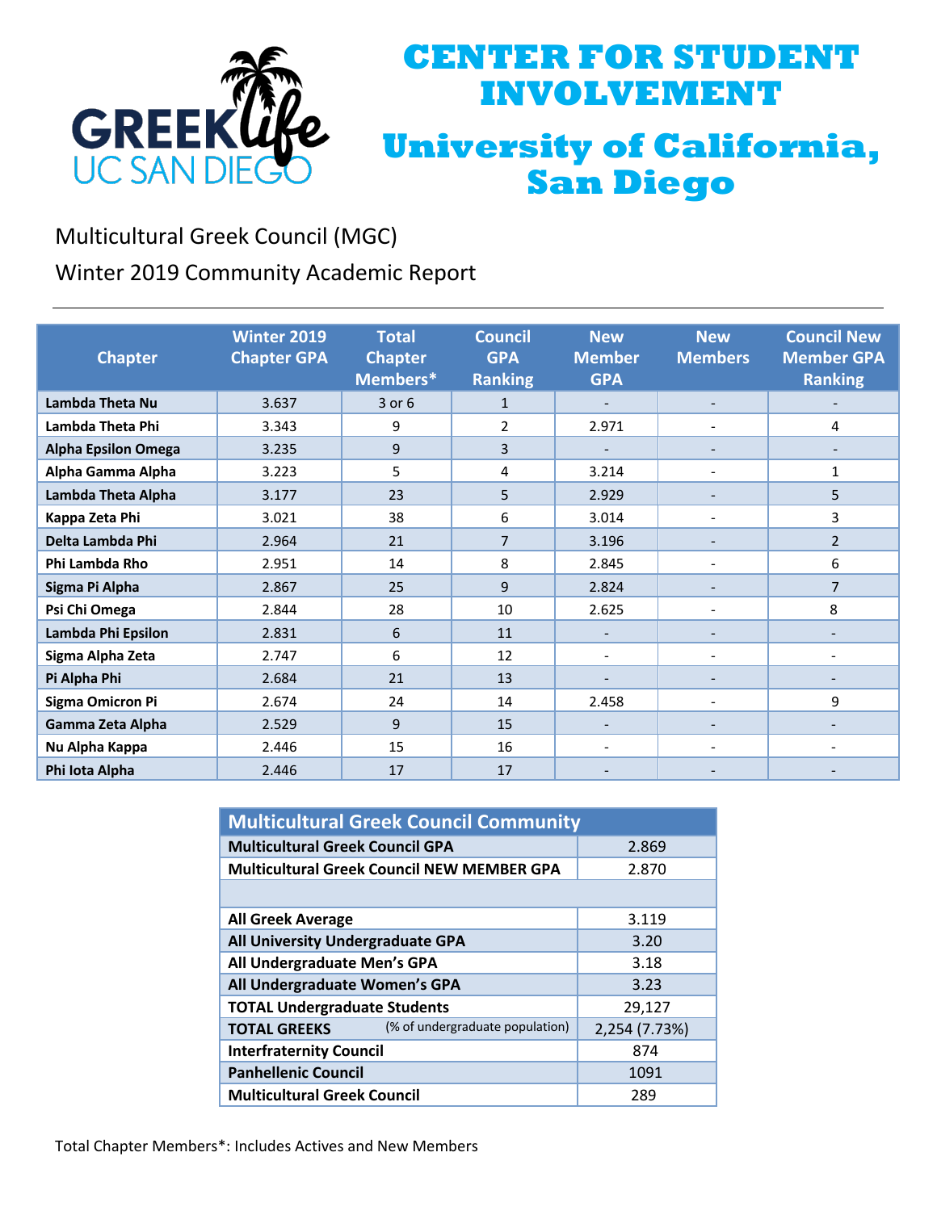# CENTER FOR STUDENT INVOLVEMENT

# University of California, San Diego

GREEK life UC SAN DIEGO

Multicultural Greek Council (MGC)

Winter 2019 Community Academic Report

| Chapter | Winter 2019 Chapter GPA | Total Chapter Members* | Council GPA Ranking | New Member GPA | New Members | Council New Member GPA Ranking |
|---|---|---|---|---|---|---|
| Lambda Theta Nu | 3.637 | 3 or 6 | 1 | - | - | - |
| Lambda Theta Phi | 3.343 | 9 | 2 | 2.971 | - | 4 |
| Alpha Epsilon Omega | 3.235 | 9 | 3 | - | - | - |
| Alpha Gamma Alpha | 3.223 | 5 | 4 | 3.214 | - | 1 |
| Lambda Theta Alpha | 3.177 | 23 | 5 | 2.929 | - | 5 |
| Kappa Zeta Phi | 3.021 | 38 | 6 | 3.014 | - | 3 |
| Delta Lambda Phi | 2.964 | 21 | 7 | 3.196 | - | 2 |
| Phi Lambda Rho | 2.951 | 14 | 8 | 2.845 | - | 6 |
| Sigma Pi Alpha | 2.867 | 25 | 9 | 2.824 | - | 7 |
| Psi Chi Omega | 2.844 | 28 | 10 | 2.625 | - | 8 |
| Lambda Phi Epsilon | 2.831 | 6 | 11 | - | - | - |
| Sigma Alpha Zeta | 2.747 | 6 | 12 | - | - | - |
| Pi Alpha Phi | 2.684 | 21 | 13 | - | - | - |
| Sigma Omicron Pi | 2.674 | 24 | 14 | 2.458 | - | 9 |
| Gamma Zeta Alpha | 2.529 | 9 | 15 | - | - | - |
| Nu Alpha Kappa | 2.446 | 15 | 16 | - | - | - |
| Phi Iota Alpha | 2.446 | 17 | 17 | - | - | - |

| Multicultural Greek Council Community | |
|---|---|
| **Multicultural Greek Council GPA** | 2.869 |
| **Multicultural Greek Council NEW MEMBER GPA** | 2.870 |
| | |
| **All Greek Average** | 3.119 |
| **All University Undergraduate GPA** | 3.20 |
| **All Undergraduate Men's GPA** | 3.18 |
| **All Undergraduate Women's GPA** | 3.23 |
| **TOTAL Undergraduate Students** | 29,127 |
| **TOTAL GREEKS** (% of undergraduate population) | 2,254 (7.73%) |
| **Interfraternity Council** | 874 |
| **Panhellenic Council** | 1091 |
| **Multicultural Greek Council** | 289 |

Total Chapter Members*: Includes Actives and New Members